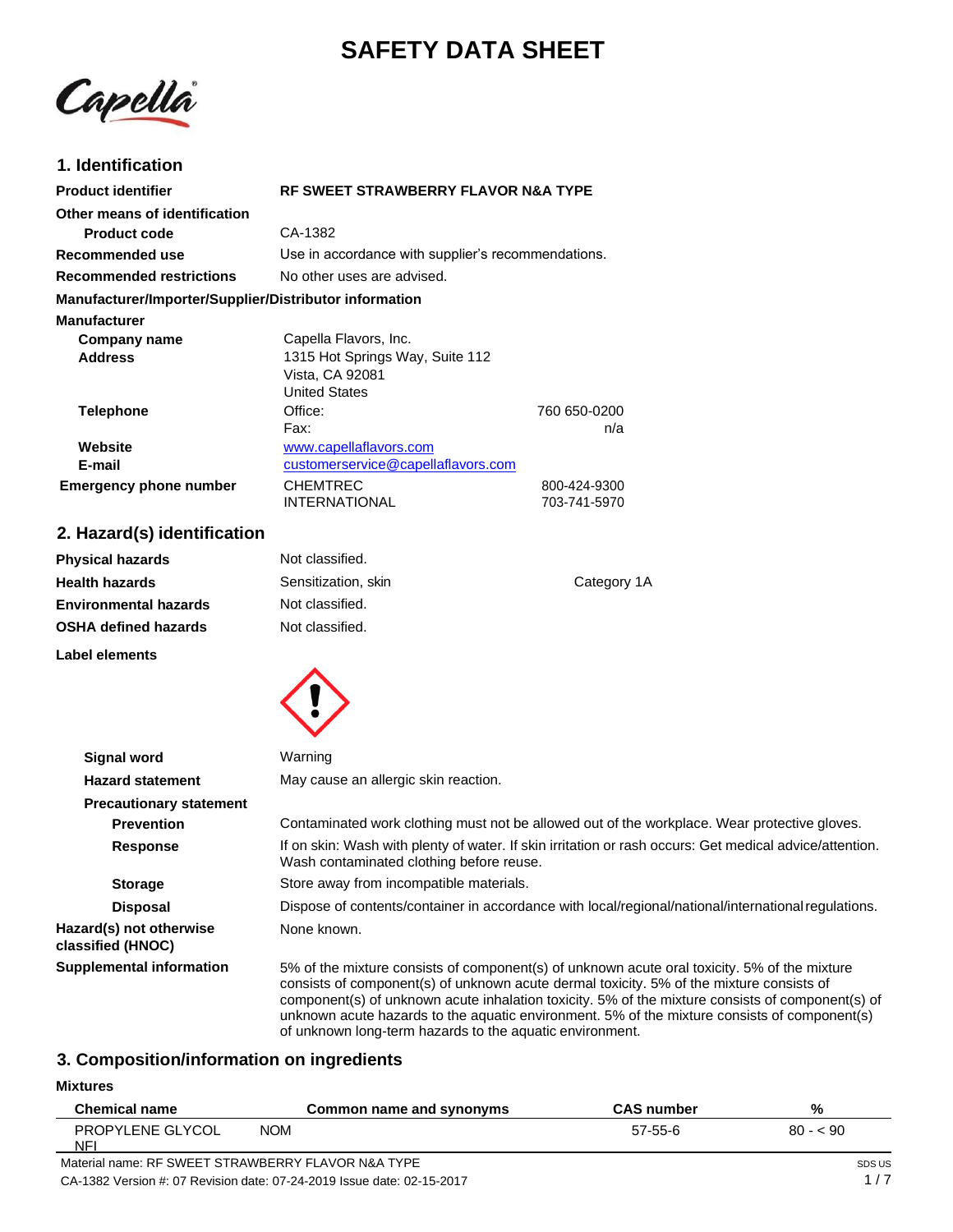# SAFETY DATA SHEET

## 1. Identification

| | |
|---|---|
| **Product identifier** | **RF SWEET STRAWBERRY FLAVOR N&A TYPE** |
| **Other means of identification** | |
| **Product code** | CA-1382 |
| **Recommended use** | Use in accordance with supplier's recommendations. |
| **Recommended restrictions** | No other uses are advised. |

**Manufacturer/Importer/Supplier/Distributor information**

**Manufacturer**

| | | |
|---|---|---|
| **Company name** | Capella Flavors, Inc. | |
| **Address** | 1315 Hot Springs Way, Suite 112<br>Vista, CA 92081<br>United States | |
| **Telephone** | Office: | 760 650-0200 |
| | Fax: | n/a |
| **Website** | www.capellaflavors.com | |
| **E-mail** | customerservice@capellaflavors.com | |
| **Emergency phone number** | CHEMTREC | 800-424-9300 |
| | INTERNATIONAL | 703-741-5970 |

## 2. Hazard(s) identification

| | | |
|---|---|---|
| **Physical hazards** | Not classified. | |
| **Health hazards** | Sensitization, skin | Category 1A |
| **Environmental hazards** | Not classified. | |
| **OSHA defined hazards** | Not classified. | |

**Label elements**

| | |
|---|---|
| **Signal word** | Warning |
| **Hazard statement** | May cause an allergic skin reaction. |
| **Precautionary statement** | |
| **Prevention** | Contaminated work clothing must not be allowed out of the workplace. Wear protective gloves. |
| **Response** | If on skin: Wash with plenty of water. If skin irritation or rash occurs: Get medical advice/attention. Wash contaminated clothing before reuse. |
| **Storage** | Store away from incompatible materials. |
| **Disposal** | Dispose of contents/container in accordance with local/regional/national/international regulations. |
| **Hazard(s) not otherwise classified (HNOC)** | None known. |
| **Supplemental information** | 5% of the mixture consists of component(s) of unknown acute oral toxicity. 5% of the mixture consists of component(s) of unknown acute dermal toxicity. 5% of the mixture consists of component(s) of unknown acute inhalation toxicity. 5% of the mixture consists of component(s) of unknown acute hazards to the aquatic environment. 5% of the mixture consists of component(s) of unknown long-term hazards to the aquatic environment. |

## 3. Composition/information on ingredients

**Mixtures**

| Chemical name | Common name and synonyms | CAS number | % |
|---|---|---|---|
| PROPYLENE GLYCOL NOM NFI | | 57-55-6 | 80 - < 90 |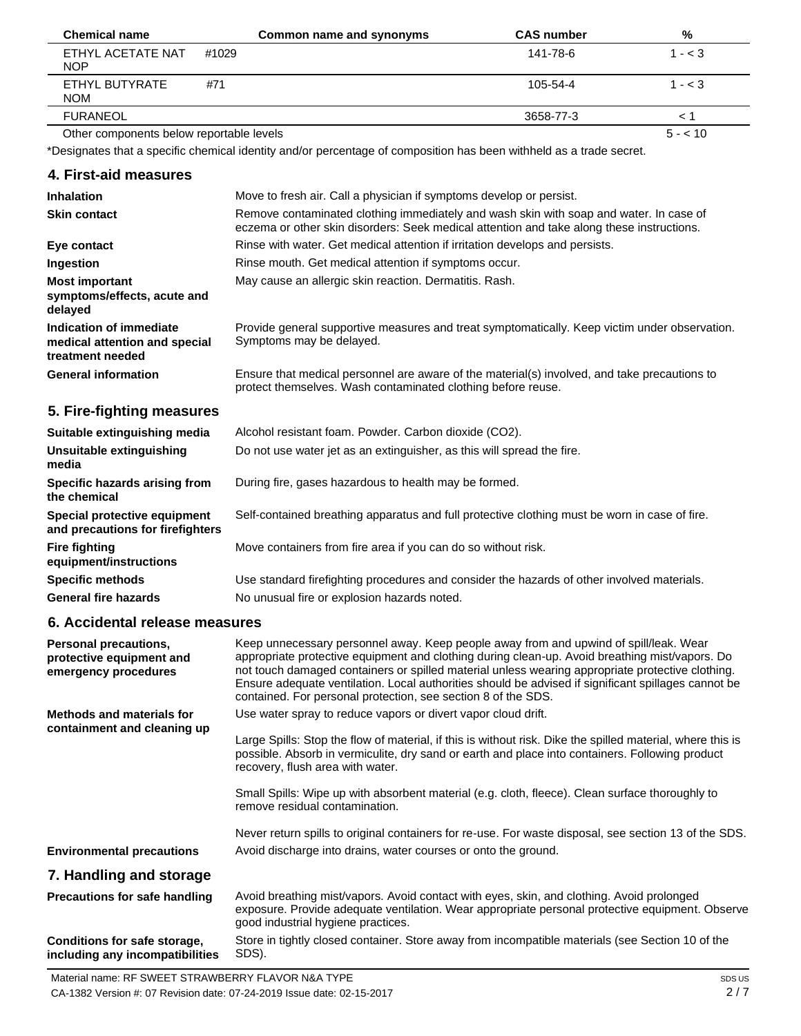| Chemical name | Common name and synonyms | CAS number | % |
|---|---|---|---|
| ETHYL ACETATE NAT NOP #1029 | | 141-78-6 | 1 - < 3 |
| ETHYL BUTYRATE NOM #71 | | 105-54-4 | 1 - < 3 |
| FURANEOL | | 3658-77-3 | < 1 |
| Other components below reportable levels | | | 5 - < 10 |

*Designates that a specific chemical identity and/or percentage of composition has been withheld as a trade secret.

## 4. First-aid measures

**Inhalation**
Move to fresh air. Call a physician if symptoms develop or persist.

**Skin contact**
Remove contaminated clothing immediately and wash skin with soap and water. In case of eczema or other skin disorders: Seek medical attention and take along these instructions.

**Eye contact**
Rinse with water. Get medical attention if irritation develops and persists.

**Ingestion**
Rinse mouth. Get medical attention if symptoms occur.

**Most important symptoms/effects, acute and delayed**
May cause an allergic skin reaction. Dermatitis. Rash.

**Indication of immediate medical attention and special treatment needed**
Provide general supportive measures and treat symptomatically. Keep victim under observation. Symptoms may be delayed.

**General information**
Ensure that medical personnel are aware of the material(s) involved, and take precautions to protect themselves. Wash contaminated clothing before reuse.

## 5. Fire-fighting measures

**Suitable extinguishing media**
Alcohol resistant foam. Powder. Carbon dioxide ($CO_2$).

**Unsuitable extinguishing media**
Do not use water jet as an extinguisher, as this will spread the fire.

**Specific hazards arising from the chemical**
During fire, gases hazardous to health may be formed.

**Special protective equipment and precautions for firefighters**
Self-contained breathing apparatus and full protective clothing must be worn in case of fire.

**Fire fighting equipment/instructions**
Move containers from fire area if you can do so without risk.

**Specific methods**
Use standard firefighting procedures and consider the hazards of other involved materials.

**General fire hazards**
No unusual fire or explosion hazards noted.

## 6. Accidental release measures

**Personal precautions, protective equipment and emergency procedures**
Keep unnecessary personnel away. Keep people away from and upwind of spill/leak. Wear appropriate protective equipment and clothing during clean-up. Avoid breathing mist/vapors. Do not touch damaged containers or spilled material unless wearing appropriate protective clothing. Ensure adequate ventilation. Local authorities should be advised if significant spillages cannot be contained. For personal protection, see section 8 of the SDS.

**Methods and materials for containment and cleaning up**
Use water spray to reduce vapors or divert vapor cloud drift.

Large Spills: Stop the flow of material, if this is without risk. Dike the spilled material, where this is possible. Absorb in vermiculite, dry sand or earth and place into containers. Following product recovery, flush area with water.

Small Spills: Wipe up with absorbent material (e.g. cloth, fleece). Clean surface thoroughly to remove residual contamination.

Never return spills to original containers for re-use. For waste disposal, see section 13 of the SDS.

**Environmental precautions**
Avoid discharge into drains, water courses or onto the ground.

## 7. Handling and storage

**Precautions for safe handling**
Avoid breathing mist/vapors. Avoid contact with eyes, skin, and clothing. Avoid prolonged exposure. Provide adequate ventilation. Wear appropriate personal protective equipment. Observe good industrial hygiene practices.

**Conditions for safe storage, including any incompatibilities**
Store in tightly closed container. Store away from incompatible materials (see Section 10 of the SDS).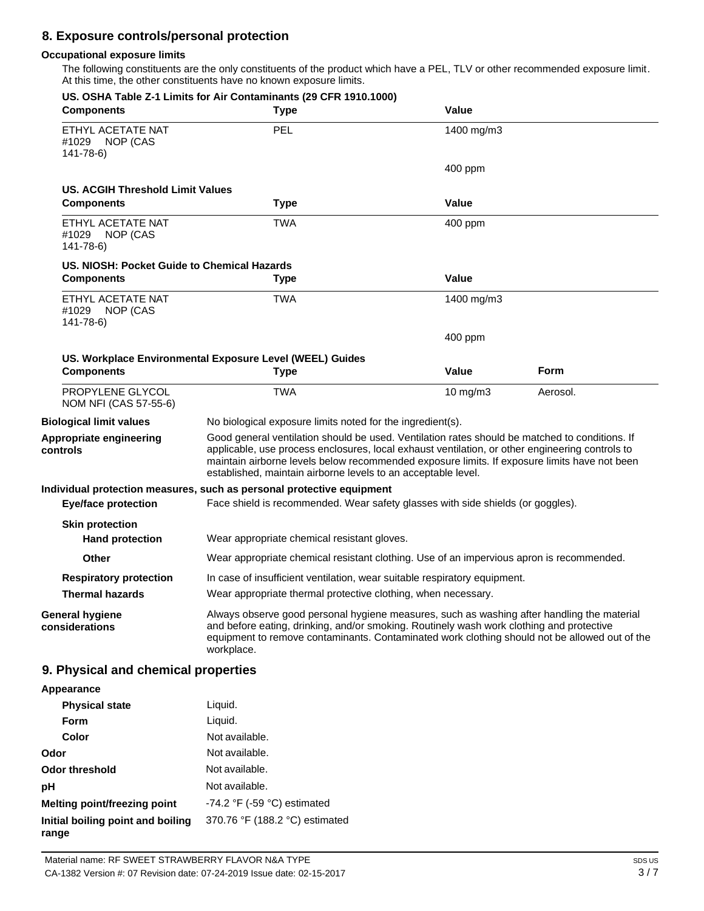## 8. Exposure controls/personal protection

### Occupational exposure limits

The following constituents are the only constituents of the product which have a PEL, TLV or other recommended exposure limit. At this time, the other constituents have no known exposure limits.

**US. OSHA Table Z-1 Limits for Air Contaminants (29 CFR 1910.1000)**

| Components | Type | Value |
|---|---|---|
| ETHYL ACETATE NAT #1029 NOP (CAS 141-78-6) | PEL | 1400 mg/m3 |
| | | 400 ppm |

**US. ACGIH Threshold Limit Values**

| Components | Type | Value |
|---|---|---|
| ETHYL ACETATE NAT #1029 NOP (CAS 141-78-6) | TWA | 400 ppm |

**US. NIOSH: Pocket Guide to Chemical Hazards**

| Components | Type | Value |
|---|---|---|
| ETHYL ACETATE NAT #1029 NOP (CAS 141-78-6) | TWA | 1400 mg/m3 |
| | | 400 ppm |

**US. Workplace Environmental Exposure Level (WEEL) Guides**

| Components | Type | Value | Form |
|---|---|---|---|
| PROPYLENE GLYCOL NOM NFI (CAS 57-55-6) | TWA | 10 mg/m3 | Aerosol. |

**Biological limit values**
No biological exposure limits noted for the ingredient(s).

**Appropriate engineering controls**
Good general ventilation should be used. Ventilation rates should be matched to conditions. If applicable, use process enclosures, local exhaust ventilation, or other engineering controls to maintain airborne levels below recommended exposure limits. If exposure limits have not been established, maintain airborne levels to an acceptable level.

### Individual protection measures, such as personal protective equipment

**Eye/face protection**
Face shield is recommended. Wear safety glasses with side shields (or goggles).

**Skin protection**

**Hand protection**
Wear appropriate chemical resistant gloves.

**Other**
Wear appropriate chemical resistant clothing. Use of an impervious apron is recommended.

**Respiratory protection**
In case of insufficient ventilation, wear suitable respiratory equipment.

**Thermal hazards**
Wear appropriate thermal protective clothing, when necessary.

**General hygiene considerations**
Always observe good personal hygiene measures, such as washing after handling the material and before eating, drinking, and/or smoking. Routinely wash work clothing and protective equipment to remove contaminants. Contaminated work clothing should not be allowed out of the workplace.

## 9. Physical and chemical properties

**Appearance**

| | |
|---|---|
| **Physical state** | Liquid. |
| **Form** | Liquid. |
| **Color** | Not available. |
| **Odor** | Not available. |
| **Odor threshold** | Not available. |
| **pH** | Not available. |
| **Melting point/freezing point** | -74.2 °F (-59 °C) estimated |
| **Initial boiling point and boiling range** | 370.76 °F (188.2 °C) estimated |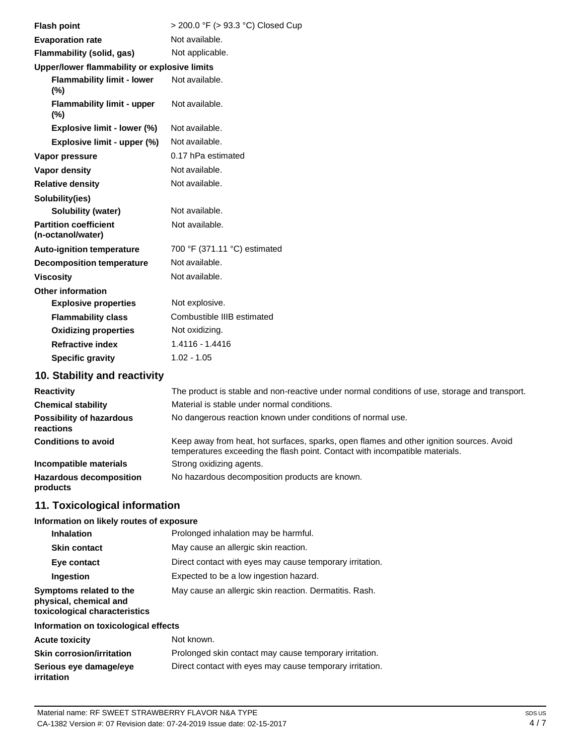| | |
|---|---|
| **Flash point** | > 200.0 °F (> 93.3 °C) Closed Cup |
| **Evaporation rate** | Not available. |
| **Flammability (solid, gas)** | Not applicable. |
| **Upper/lower flammability or explosive limits** | |
| **Flammability limit - lower (%)** | Not available. |
| **Flammability limit - upper (%)** | Not available. |
| **Explosive limit - lower (%)** | Not available. |
| **Explosive limit - upper (%)** | Not available. |
| **Vapor pressure** | 0.17 hPa estimated |
| **Vapor density** | Not available. |
| **Relative density** | Not available. |
| **Solubility(ies)** | |
| **Solubility (water)** | Not available. |
| **Partition coefficient (n-octanol/water)** | Not available. |
| **Auto-ignition temperature** | 700 °F (371.11 °C) estimated |
| **Decomposition temperature** | Not available. |
| **Viscosity** | Not available. |
| **Other information** | |
| **Explosive properties** | Not explosive. |
| **Flammability class** | Combustible IIIB estimated |
| **Oxidizing properties** | Not oxidizing. |
| **Refractive index** | 1.4116 - 1.4416 |
| **Specific gravity** | 1.02 - 1.05 |

## 10. Stability and reactivity

| | |
|---|---|
| **Reactivity** | The product is stable and non-reactive under normal conditions of use, storage and transport. |
| **Chemical stability** | Material is stable under normal conditions. |
| **Possibility of hazardous reactions** | No dangerous reaction known under conditions of normal use. |
| **Conditions to avoid** | Keep away from heat, hot surfaces, sparks, open flames and other ignition sources. Avoid temperatures exceeding the flash point. Contact with incompatible materials. |
| **Incompatible materials** | Strong oxidizing agents. |
| **Hazardous decomposition products** | No hazardous decomposition products are known. |

## 11. Toxicological information

| | |
|---|---|
| **Information on likely routes of exposure** | |
| **Inhalation** | Prolonged inhalation may be harmful. |
| **Skin contact** | May cause an allergic skin reaction. |
| **Eye contact** | Direct contact with eyes may cause temporary irritation. |
| **Ingestion** | Expected to be a low ingestion hazard. |
| **Symptoms related to the physical, chemical and toxicological characteristics** | May cause an allergic skin reaction. Dermatitis. Rash. |
| **Information on toxicological effects** | |
| **Acute toxicity** | Not known. |
| **Skin corrosion/irritation** | Prolonged skin contact may cause temporary irritation. |
| **Serious eye damage/eye irritation** | Direct contact with eyes may cause temporary irritation. |

Material name: RF SWEET STRAWBERRY FLAVOR N&A TYPE

CA-1382 Version #: 07 Revision date: 07-24-2019 Issue date: 02-15-2017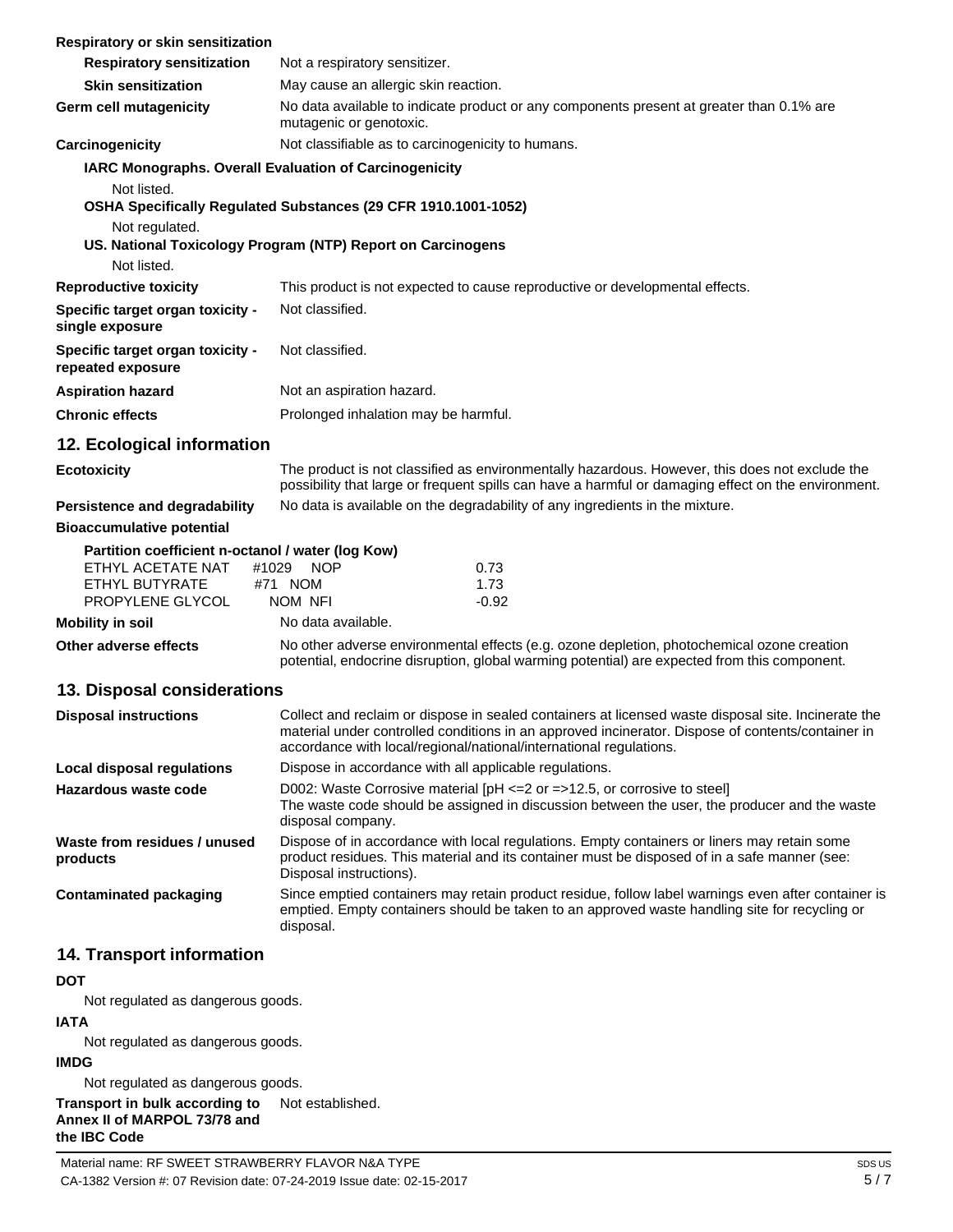**Respiratory or skin sensitization**

| | |
|---|---|
| **Respiratory sensitization** | Not a respiratory sensitizer. |
| **Skin sensitization** | May cause an allergic skin reaction. |
| **Germ cell mutagenicity** | No data available to indicate product or any components present at greater than 0.1% are mutagenic or genotoxic. |
| **Carcinogenicity** | Not classifiable as to carcinogenicity to humans. |

**IARC Monographs. Overall Evaluation of Carcinogenicity**

Not listed.

**OSHA Specifically Regulated Substances (29 CFR 1910.1001-1052)**

Not regulated.

**US. National Toxicology Program (NTP) Report on Carcinogens**

Not listed.

| | |
|---|---|
| **Reproductive toxicity** | This product is not expected to cause reproductive or developmental effects. |
| **Specific target organ toxicity - single exposure** | Not classified. |
| **Specific target organ toxicity - repeated exposure** | Not classified. |
| **Aspiration hazard** | Not an aspiration hazard. |
| **Chronic effects** | Prolonged inhalation may be harmful. |

## 12. Ecological information

| | |
|---|---|
| **Ecotoxicity** | The product is not classified as environmentally hazardous. However, this does not exclude the possibility that large or frequent spills can have a harmful or damaging effect on the environment. |
| **Persistence and degradability** | No data is available on the degradability of any ingredients in the mixture. |

**Bioaccumulative potential**

**Partition coefficient n-octanol / water (log Kow)**

| | |
|---|---|
| ETHYL ACETATE NAT #1029 NOP | 0.73 |
| ETHYL BUTYRATE #71 NOM | 1.73 |
| PROPYLENE GLYCOL NOM NFI | -0.92 |

| | |
|---|---|
| **Mobility in soil** | No data available. |
| **Other adverse effects** | No other adverse environmental effects (e.g. ozone depletion, photochemical ozone creation potential, endocrine disruption, global warming potential) are expected from this component. |

## 13. Disposal considerations

| | |
|---|---|
| **Disposal instructions** | Collect and reclaim or dispose in sealed containers at licensed waste disposal site. Incinerate the material under controlled conditions in an approved incinerator. Dispose of contents/container in accordance with local/regional/national/international regulations. |
| **Local disposal regulations** | Dispose in accordance with all applicable regulations. |
| **Hazardous waste code** | D002: Waste Corrosive material [pH <=2 or =>12.5, or corrosive to steel]<br>The waste code should be assigned in discussion between the user, the producer and the waste disposal company. |
| **Waste from residues / unused products** | Dispose of in accordance with local regulations. Empty containers or liners may retain some product residues. This material and its container must be disposed of in a safe manner (see: Disposal instructions). |
| **Contaminated packaging** | Since emptied containers may retain product residue, follow label warnings even after container is emptied. Empty containers should be taken to an approved waste handling site for recycling or disposal. |

## 14. Transport information

**DOT**

Not regulated as dangerous goods.

**IATA**

Not regulated as dangerous goods.

**IMDG**

Not regulated as dangerous goods.

| | |
|---|---|
| **Transport in bulk according to Annex II of MARPOL 73/78 and the IBC Code** | Not established. |

Material name: RF SWEET STRAWBERRY FLAVOR N&A TYPE

CA-1382 Version #: 07 Revision date: 07-24-2019 Issue date: 02-15-2017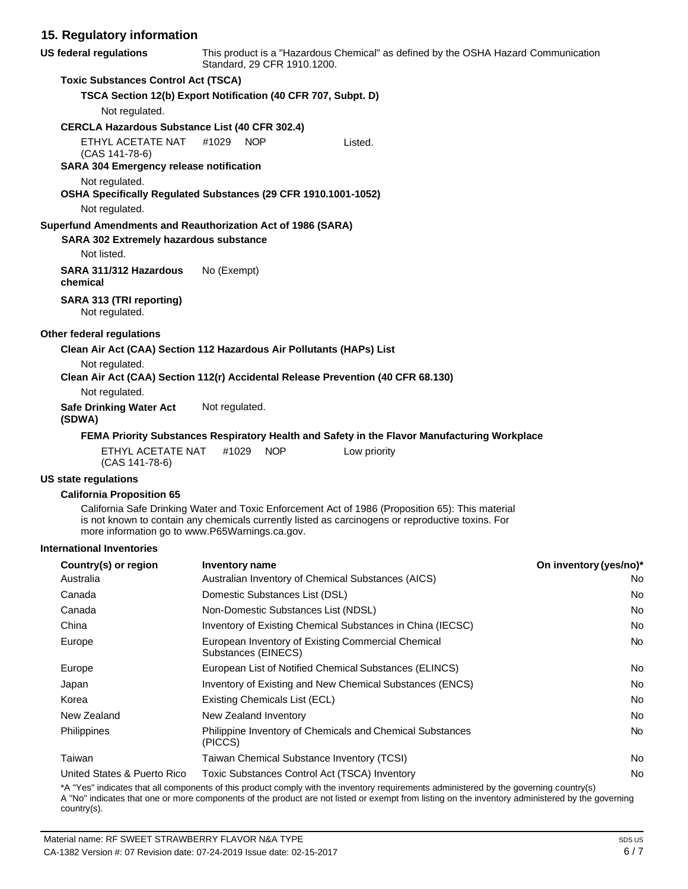## 15. Regulatory information

**US federal regulations** This product is a "Hazardous Chemical" as defined by the OSHA Hazard Communication Standard, 29 CFR 1910.1200.

**Toxic Substances Control Act (TSCA)**

**TSCA Section 12(b) Export Notification (40 CFR 707, Subpt. D)**

Not regulated.

**CERCLA Hazardous Substance List (40 CFR 302.4)**

| | |
|---|---|
| ETHYL ACETATE NAT #1029 NOP (CAS 141-78-6) | Listed. |

**SARA 304 Emergency release notification**

Not regulated.

**OSHA Specifically Regulated Substances (29 CFR 1910.1001-1052)**

Not regulated.

**Superfund Amendments and Reauthorization Act of 1986 (SARA)**

**SARA 302 Extremely hazardous substance**

Not listed.

**SARA 311/312 Hazardous chemical** No (Exempt)

**SARA 313 (TRI reporting)**

Not regulated.

**Other federal regulations**

**Clean Air Act (CAA) Section 112 Hazardous Air Pollutants (HAPs) List**

Not regulated.

**Clean Air Act (CAA) Section 112(r) Accidental Release Prevention (40 CFR 68.130)**

Not regulated.

**Safe Drinking Water Act (SDWA)** Not regulated.

**FEMA Priority Substances Respiratory Health and Safety in the Flavor Manufacturing Workplace**

| | |
|---|---|
| ETHYL ACETATE NAT #1029 NOP (CAS 141-78-6) | Low priority |

**US state regulations**

**California Proposition 65**

California Safe Drinking Water and Toxic Enforcement Act of 1986 (Proposition 65): This material is not known to contain any chemicals currently listed as carcinogens or reproductive toxins. For more information go to www.P65Warnings.ca.gov.

**International Inventories**

| Country(s) or region | Inventory name | On inventory (yes/no)* |
|---|---|---|
| Australia | Australian Inventory of Chemical Substances (AICS) | No |
| Canada | Domestic Substances List (DSL) | No |
| Canada | Non-Domestic Substances List (NDSL) | No |
| China | Inventory of Existing Chemical Substances in China (IECSC) | No |
| Europe | European Inventory of Existing Commercial Chemical Substances (EINECS) | No |
| Europe | European List of Notified Chemical Substances (ELINCS) | No |
| Japan | Inventory of Existing and New Chemical Substances (ENCS) | No |
| Korea | Existing Chemicals List (ECL) | No |
| New Zealand | New Zealand Inventory | No |
| Philippines | Philippine Inventory of Chemicals and Chemical Substances (PICCS) | No |
| Taiwan | Taiwan Chemical Substance Inventory (TCSI) | No |
| United States & Puerto Rico | Toxic Substances Control Act (TSCA) Inventory | No |

*A "Yes" indicates that all components of this product comply with the inventory requirements administered by the governing country(s)
A "No" indicates that one or more components of the product are not listed or exempt from listing on the inventory administered by the governing country(s).

Material name: RF SWEET STRAWBERRY FLAVOR N&A TYPE
CA-1382 Version #: 07 Revision date: 07-24-2019 Issue date: 02-15-2017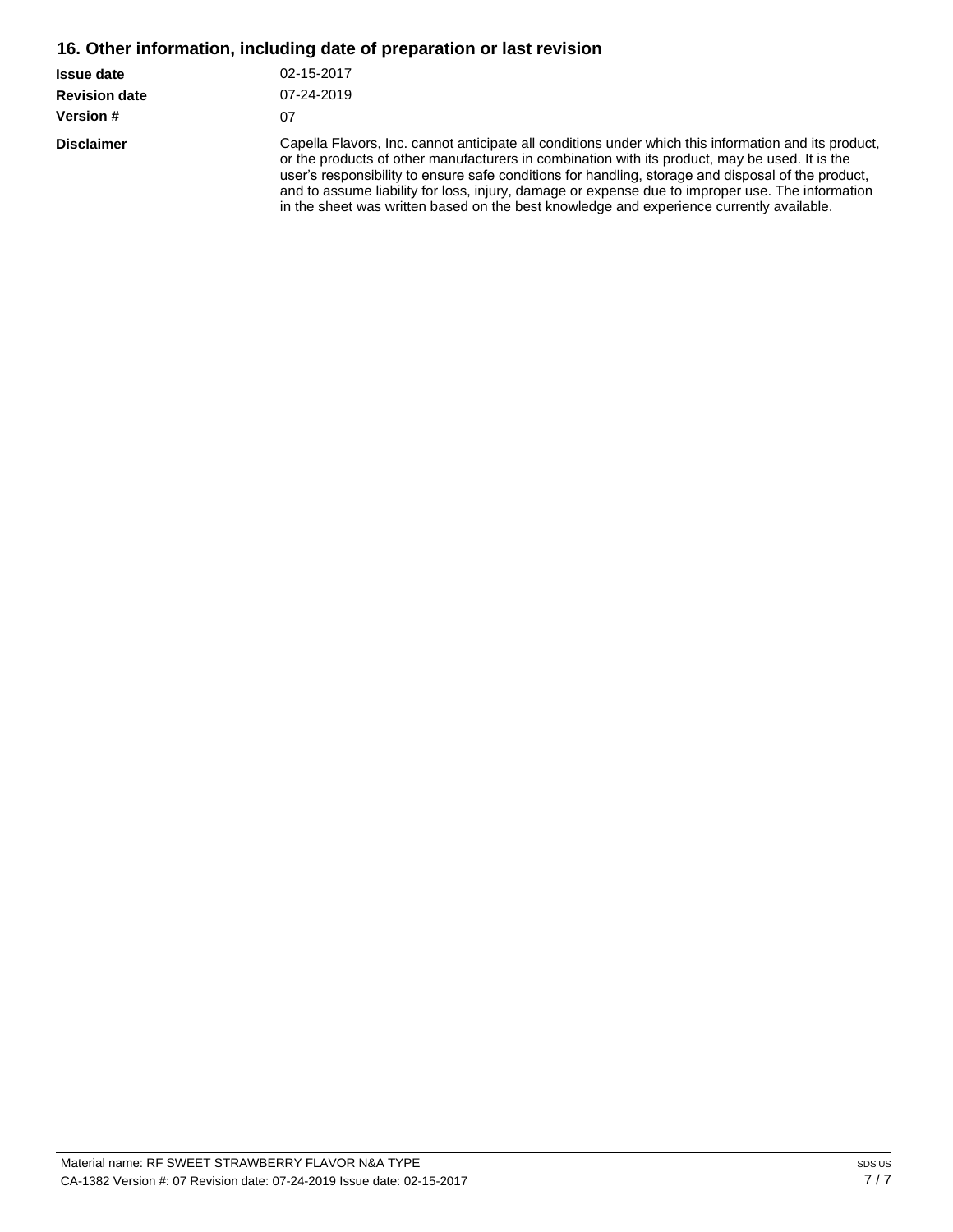## 16. Other information, including date of preparation or last revision

| | |
|---|---|
| **Issue date** | 02-15-2017 |
| **Revision date** | 07-24-2019 |
| **Version #** | 07 |
| **Disclaimer** | Capella Flavors, Inc. cannot anticipate all conditions under which this information and its product, or the products of other manufacturers in combination with its product, may be used. It is the user's responsibility to ensure safe conditions for handling, storage and disposal of the product, and to assume liability for loss, injury, damage or expense due to improper use. The information in the sheet was written based on the best knowledge and experience currently available. |